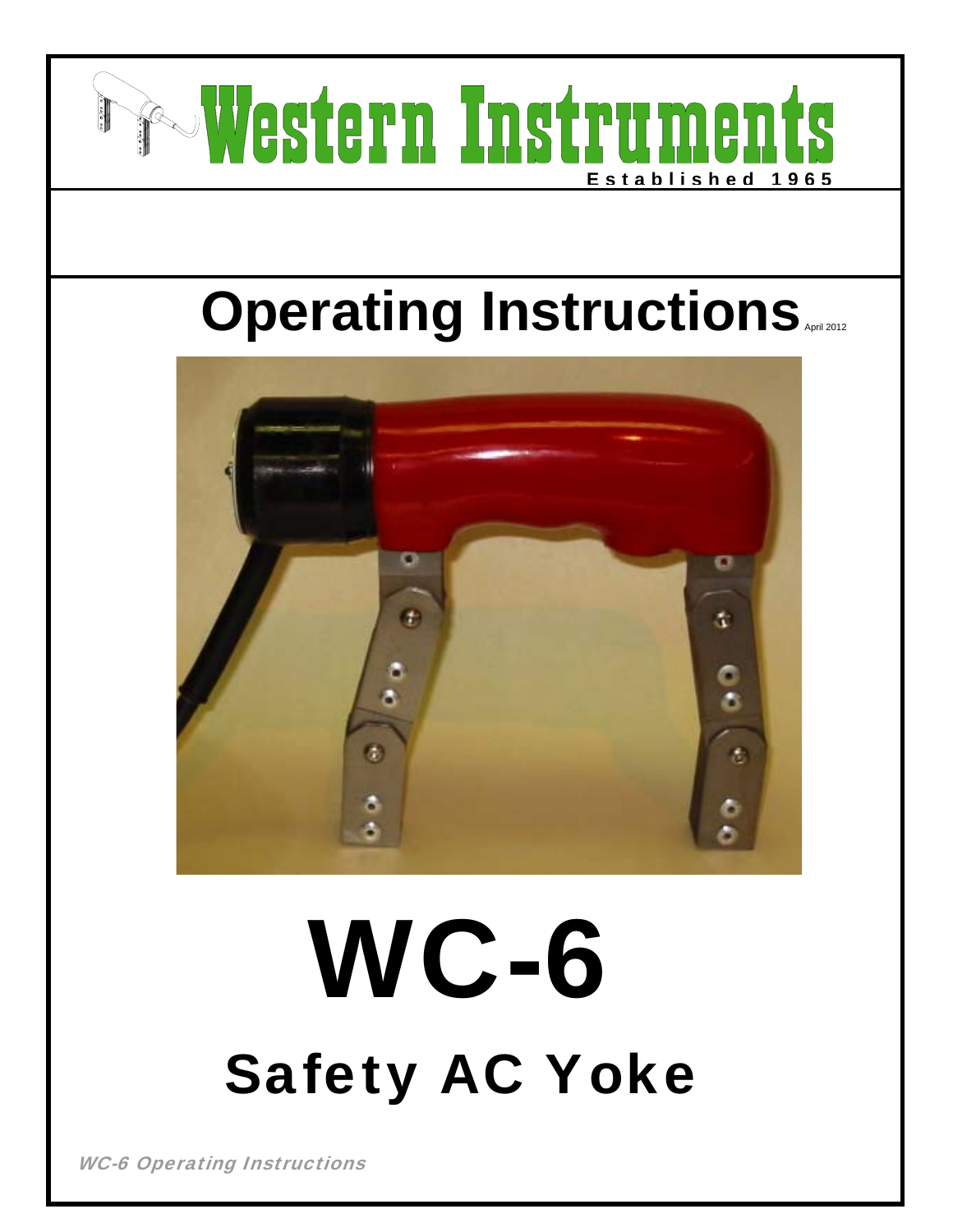# Western Instruments

Established 1965

# Operating Instructions

April 2012

# WC-6

## Safety AC Yoke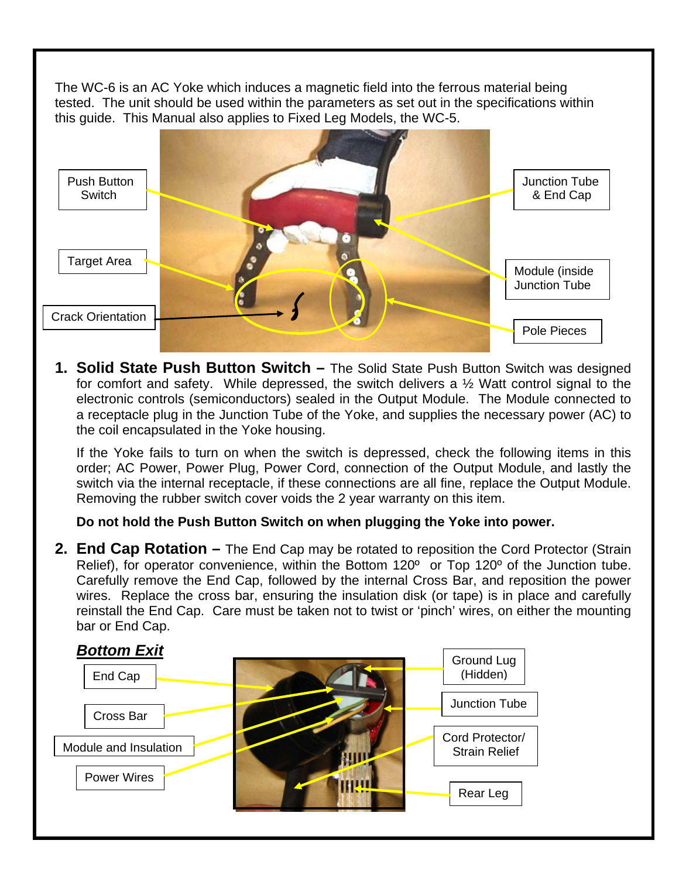The WC-6 is an AC Yoke which induces a magnetic field into the ferrous material being tested. The unit should be used within the parameters as set out in the specifications within this guide. This Manual also applies to Fixed Leg Models, the WC-5.

Push Button Switch

Target Area

Crack Orientation

Junction Tube & End Cap

Module (inside Junction Tube

Pole Pieces

1. **Solid State Push Button Switch –** The Solid State Push Button Switch was designed for comfort and safety. While depressed, the switch delivers a ½ Watt control signal to the electronic controls (semiconductors) sealed in the Output Module. The Module connected to a receptacle plug in the Junction Tube of the Yoke, and supplies the necessary power (AC) to the coil encapsulated in the Yoke housing.

   If the Yoke fails to turn on when the switch is depressed, check the following items in this order; AC Power, Power Plug, Power Cord, connection of the Output Module, and lastly the switch via the internal receptacle, if these connections are all fine, replace the Output Module. Removing the rubber switch cover voids the 2 year warranty on this item.

   **Do not hold the Push Button Switch on when plugging the Yoke into power.**

2. **End Cap Rotation –** The End Cap may be rotated to reposition the Cord Protector (Strain Relief), for operator convenience, within the Bottom 120º or Top 120º of the Junction tube. Carefully remove the End Cap, followed by the internal Cross Bar, and reposition the power wires. Replace the cross bar, ensuring the insulation disk (or tape) is in place and carefully reinstall the End Cap. Care must be taken not to twist or 'pinch' wires, on either the mounting bar or End Cap.

   ***Bottom Exit***

End Cap

Cross Bar

Module and Insulation

Power Wires

Ground Lug (Hidden)

Junction Tube

Cord Protector/ Strain Relief

Rear Leg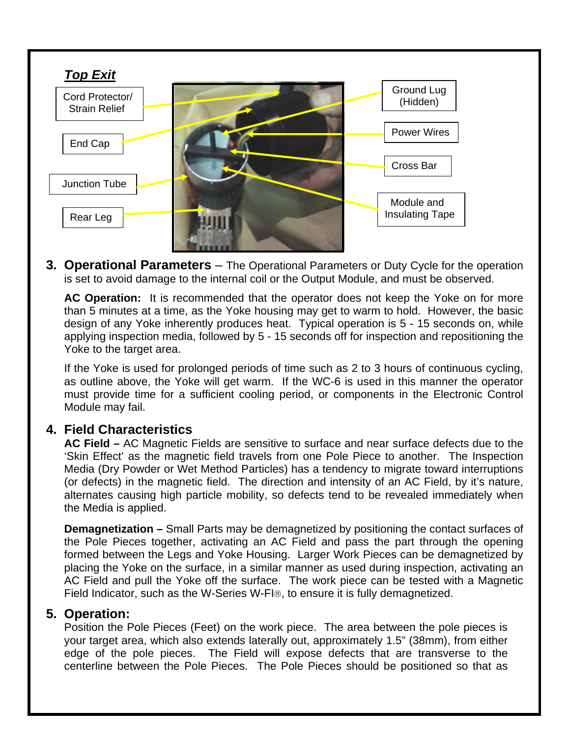***Top Exit***

Cord Protector/ Strain Relief

End Cap

Junction Tube

Rear Leg

Ground Lug (Hidden)

Power Wires

Cross Bar

Module and Insulating Tape

3. **Operational Parameters** – The Operational Parameters or Duty Cycle for the operation is set to avoid damage to the internal coil or the Output Module, and must be observed.

   **AC Operation:** It is recommended that the operator does not keep the Yoke on for more than 5 minutes at a time, as the Yoke housing may get to warm to hold. However, the basic design of any Yoke inherently produces heat. Typical operation is 5 - 15 seconds on, while applying inspection media, followed by 5 - 15 seconds off for inspection and repositioning the Yoke to the target area.

   If the Yoke is used for prolonged periods of time such as 2 to 3 hours of continuous cycling, as outline above, the Yoke will get warm. If the WC-6 is used in this manner the operator must provide time for a sufficient cooling period, or components in the Electronic Control Module may fail.

4. **Field Characteristics**

   **AC Field –** AC Magnetic Fields are sensitive to surface and near surface defects due to the 'Skin Effect' as the magnetic field travels from one Pole Piece to another. The Inspection Media (Dry Powder or Wet Method Particles) has a tendency to migrate toward interruptions (or defects) in the magnetic field. The direction and intensity of an AC Field, by it's nature, alternates causing high particle mobility, so defects tend to be revealed immediately when the Media is applied.

   **Demagnetization –** Small Parts may be demagnetized by positioning the contact surfaces of the Pole Pieces together, activating an AC Field and pass the part through the opening formed between the Legs and Yoke Housing. Larger Work Pieces can be demagnetized by placing the Yoke on the surface, in a similar manner as used during inspection, activating an AC Field and pull the Yoke off the surface. The work piece can be tested with a Magnetic Field Indicator, such as the W-Series W-FI®, to ensure it is fully demagnetized.

5. **Operation:**

   Position the Pole Pieces (Feet) on the work piece. The area between the pole pieces is your target area, which also extends laterally out, approximately 1.5" (38mm), from either edge of the pole pieces. The Field will expose defects that are transverse to the centerline between the Pole Pieces. The Pole Pieces should be positioned so that as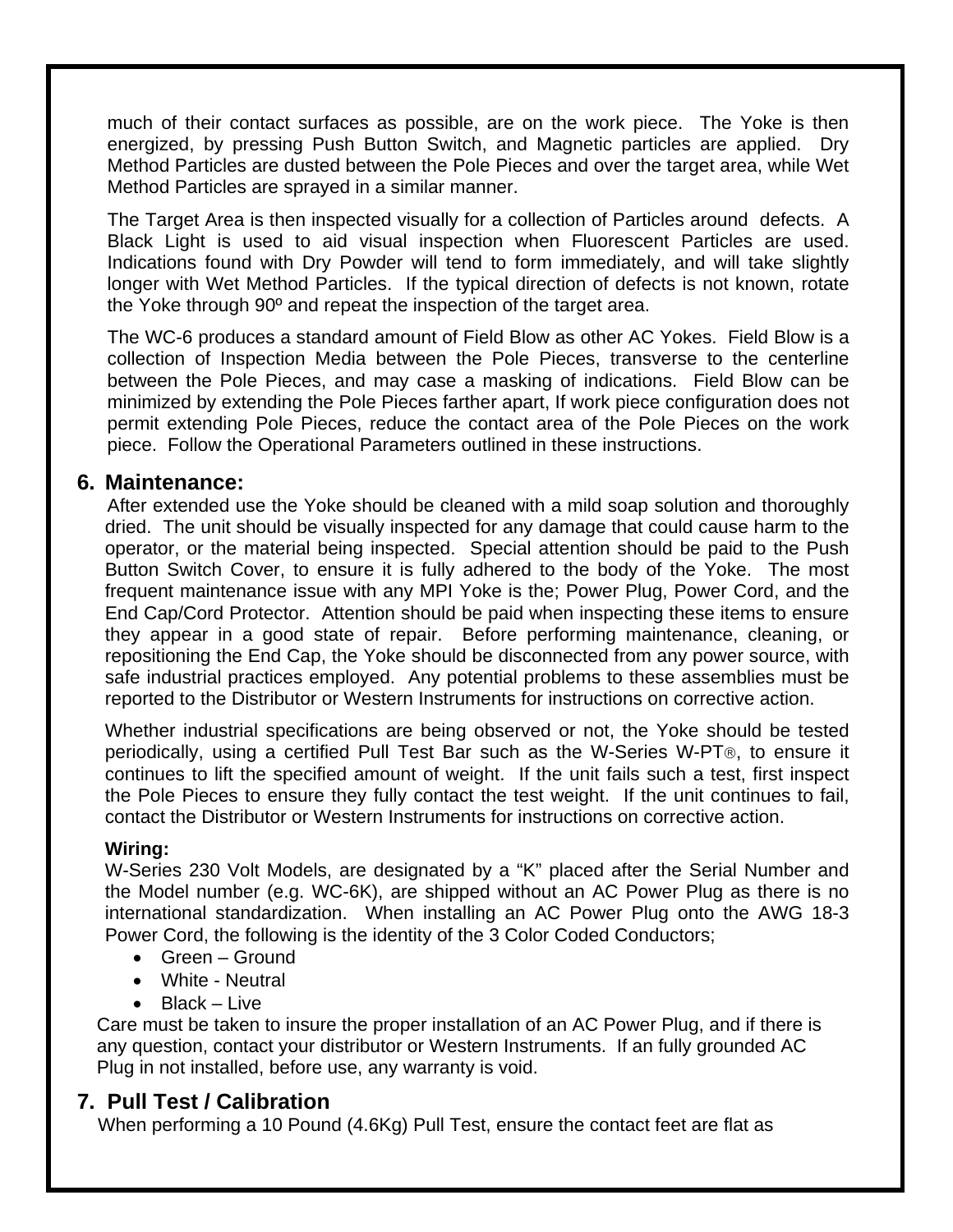much of their contact surfaces as possible, are on the work piece. The Yoke is then energized, by pressing Push Button Switch, and Magnetic particles are applied. Dry Method Particles are dusted between the Pole Pieces and over the target area, while Wet Method Particles are sprayed in a similar manner.

The Target Area is then inspected visually for a collection of Particles around defects. A Black Light is used to aid visual inspection when Fluorescent Particles are used. Indications found with Dry Powder will tend to form immediately, and will take slightly longer with Wet Method Particles. If the typical direction of defects is not known, rotate the Yoke through 90º and repeat the inspection of the target area.

The WC-6 produces a standard amount of Field Blow as other AC Yokes. Field Blow is a collection of Inspection Media between the Pole Pieces, transverse to the centerline between the Pole Pieces, and may case a masking of indications. Field Blow can be minimized by extending the Pole Pieces farther apart, If work piece configuration does not permit extending Pole Pieces, reduce the contact area of the Pole Pieces on the work piece. Follow the Operational Parameters outlined in these instructions.

## 6. Maintenance:

After extended use the Yoke should be cleaned with a mild soap solution and thoroughly dried. The unit should be visually inspected for any damage that could cause harm to the operator, or the material being inspected. Special attention should be paid to the Push Button Switch Cover, to ensure it is fully adhered to the body of the Yoke. The most frequent maintenance issue with any MPI Yoke is the; Power Plug, Power Cord, and the End Cap/Cord Protector. Attention should be paid when inspecting these items to ensure they appear in a good state of repair. Before performing maintenance, cleaning, or repositioning the End Cap, the Yoke should be disconnected from any power source, with safe industrial practices employed. Any potential problems to these assemblies must be reported to the Distributor or Western Instruments for instructions on corrective action.

Whether industrial specifications are being observed or not, the Yoke should be tested periodically, using a certified Pull Test Bar such as the W-Series W-PT®, to ensure it continues to lift the specified amount of weight. If the unit fails such a test, first inspect the Pole Pieces to ensure they fully contact the test weight. If the unit continues to fail, contact the Distributor or Western Instruments for instructions on corrective action.

**Wiring:**

W-Series 230 Volt Models, are designated by a “K” placed after the Serial Number and the Model number (e.g. WC-6K), are shipped without an AC Power Plug as there is no international standardization. When installing an AC Power Plug onto the AWG 18-3 Power Cord, the following is the identity of the 3 Color Coded Conductors;

- Green – Ground
- White - Neutral
- Black – Live

Care must be taken to insure the proper installation of an AC Power Plug, and if there is any question, contact your distributor or Western Instruments. If an fully grounded AC Plug in not installed, before use, any warranty is void.

## 7. Pull Test / Calibration

When performing a 10 Pound (4.6Kg) Pull Test, ensure the contact feet are flat as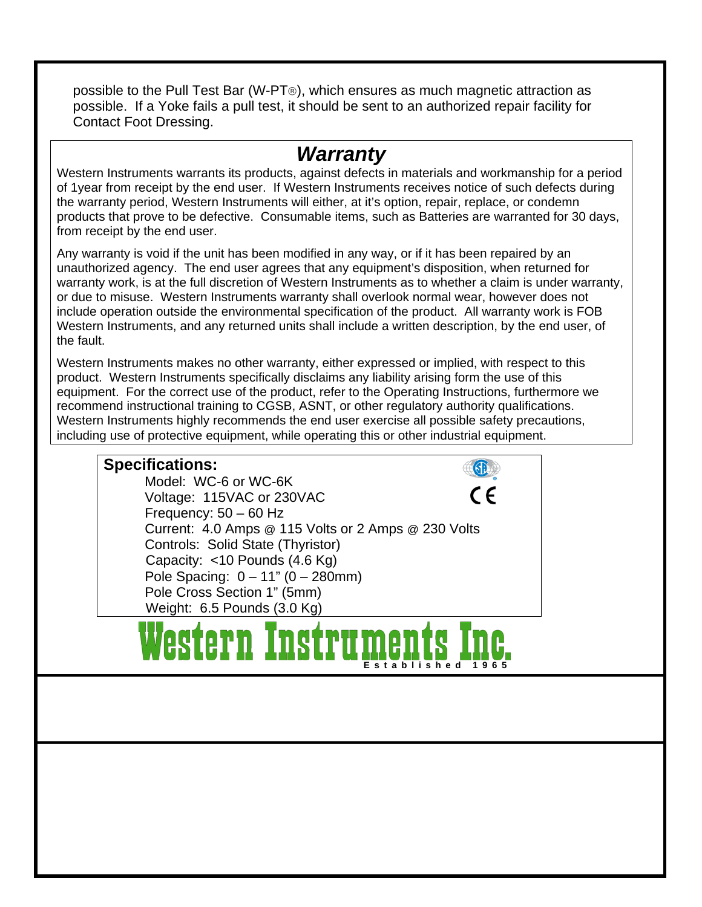possible to the Pull Test Bar (W-PT®), which ensures as much magnetic attraction as possible. If a Yoke fails a pull test, it should be sent to an authorized repair facility for Contact Foot Dressing.

## *Warranty*

Western Instruments warrants its products, against defects in materials and workmanship for a period of 1year from receipt by the end user. If Western Instruments receives notice of such defects during the warranty period, Western Instruments will either, at it's option, repair, replace, or condemn products that prove to be defective. Consumable items, such as Batteries are warranted for 30 days, from receipt by the end user.

Any warranty is void if the unit has been modified in any way, or if it has been repaired by an unauthorized agency. The end user agrees that any equipment's disposition, when returned for warranty work, is at the full discretion of Western Instruments as to whether a claim is under warranty, or due to misuse. Western Instruments warranty shall overlook normal wear, however does not include operation outside the environmental specification of the product. All warranty work is FOB Western Instruments, and any returned units shall include a written description, by the end user, of the fault.

Western Instruments makes no other warranty, either expressed or implied, with respect to this product. Western Instruments specifically disclaims any liability arising form the use of this equipment. For the correct use of the product, refer to the Operating Instructions, furthermore we recommend instructional training to CGSB, ASNT, or other regulatory authority qualifications. Western Instruments highly recommends the end user exercise all possible safety precautions, including use of protective equipment, while operating this or other industrial equipment.

**Specifications:**

Model: WC-6 or WC-6K
Voltage: 115VAC or 230VAC
Frequency: 50 – 60 Hz
Current: 4.0 Amps @ 115 Volts or 2 Amps @ 230 Volts
Controls: Solid State (Thyristor)
Capacity: <10 Pounds (4.6 Kg)
Pole Spacing: 0 – 11" (0 – 280mm)
Pole Cross Section 1" (5mm)
Weight: 6.5 Pounds (3.0 Kg)

Western Instruments Inc.
Established 1965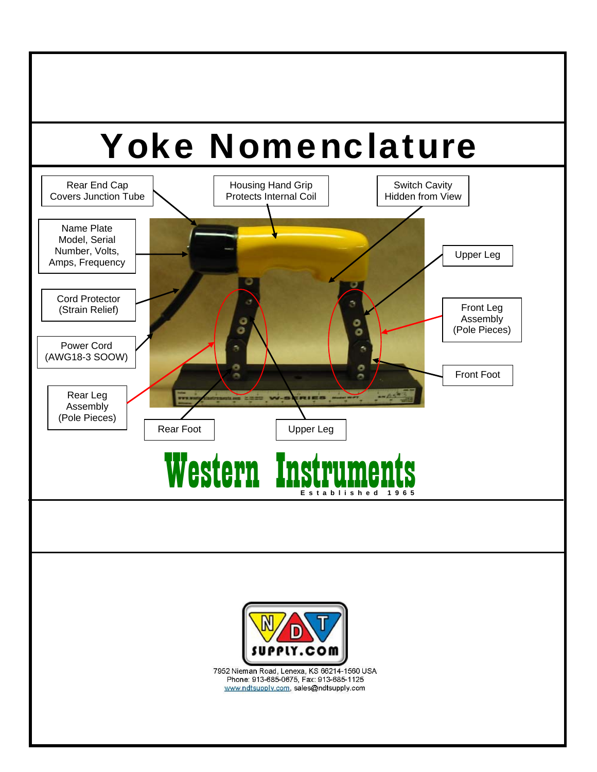# Yoke Nomenclature

Rear End Cap
Covers Junction Tube

Housing Hand Grip
Protects Internal Coil

Switch Cavity
Hidden from View

Name Plate
Model, Serial
Number, Volts,
Amps, Frequency

Upper Leg

Cord Protector
(Strain Relief)

Front Leg
Assembly
(Pole Pieces)

Power Cord
(AWG18-3 SOOW)

Front Foot

Rear Leg
Assembly
(Pole Pieces)

Rear Foot

Upper Leg

Western Instruments
Established 1965

7952 Nieman Road, Lenexa, KS 66214-1560 USA
Phone: 913-685-0675, Fax: 913-685-1125
www.ndtsupply.com, sales@ndtsupply.com